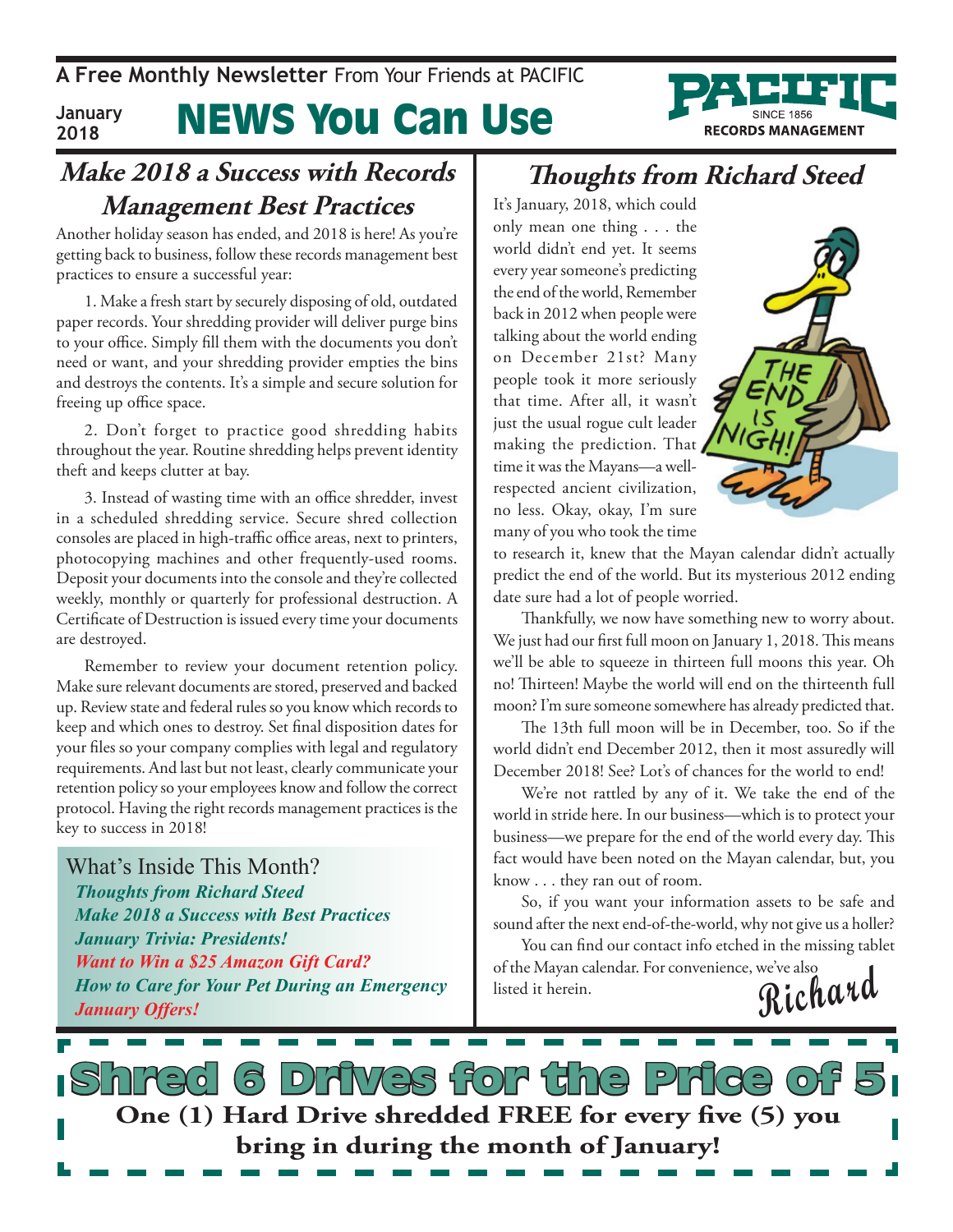A Free Monthly Newsletter From Your Friends at PACIFIC

January 2018

# NEWS You Can Use

PACIFIC SINCE 1856 RECORDS MANAGEMENT

## Make 2018 a Success with Records Management Best Practices

Another holiday season has ended, and 2018 is here! As you're getting back to business, follow these records management best practices to ensure a successful year:

1. Make a fresh start by securely disposing of old, outdated paper records. Your shredding provider will deliver purge bins to your office. Simply fill them with the documents you don't need or want, and your shredding provider empties the bins and destroys the contents. It's a simple and secure solution for freeing up office space.

2. Don't forget to practice good shredding habits throughout the year. Routine shredding helps prevent identity theft and keeps clutter at bay.

3. Instead of wasting time with an office shredder, invest in a scheduled shredding service. Secure shred collection consoles are placed in high-traffic office areas, next to printers, photocopying machines and other frequently-used rooms. Deposit your documents into the console and they're collected weekly, monthly or quarterly for professional destruction. A Certificate of Destruction is issued every time your documents are destroyed.

Remember to review your document retention policy. Make sure relevant documents are stored, preserved and backed up. Review state and federal rules so you know which records to keep and which ones to destroy. Set final disposition dates for your files so your company complies with legal and regulatory requirements. And last but not least, clearly communicate your retention policy so your employees know and follow the correct protocol. Having the right records management practices is the key to success in 2018!

### What's Inside This Month?

*Thoughts from Richard Steed*
*Make 2018 a Success with Best Practices*
*January Trivia: Presidents!*
*Want to Win a $25 Amazon Gift Card?*
*How to Care for Your Pet During an Emergency*
*January Offers!*

## Thoughts from Richard Steed

It's January, 2018, which could only mean one thing . . . the world didn't end yet. It seems every year someone's predicting the end of the world, Remember back in 2012 when people were talking about the world ending on December 21st? Many people took it more seriously that time. After all, it wasn't just the usual rogue cult leader making the prediction. That time it was the Mayans—a well-respected ancient civilization, no less. Okay, okay, I'm sure many of you who took the time to research it, knew that the Mayan calendar didn't actually predict the end of the world. But its mysterious 2012 ending date sure had a lot of people worried.

Thankfully, we now have something new to worry about. We just had our first full moon on January 1, 2018. This means we'll be able to squeeze in thirteen full moons this year. Oh no! Thirteen! Maybe the world will end on the thirteenth full moon? I'm sure someone somewhere has already predicted that.

The 13th full moon will be in December, too. So if the world didn't end December 2012, then it most assuredly will December 2018! See? Lot's of chances for the world to end!

We're not rattled by any of it. We take the end of the world in stride here. In our business—which is to protect your business—we prepare for the end of the world every day. This fact would have been noted on the Mayan calendar, but, you know . . . they ran out of room.

So, if you want your information assets to be safe and sound after the next end-of-the-world, why not give us a holler?

You can find our contact info etched in the missing tablet of the Mayan calendar. For convenience, we've also listed it herein.

*Richard*

## Shred 6 Drives for the Price of 5

**One (1) Hard Drive shredded FREE for every five (5) you bring in during the month of January!**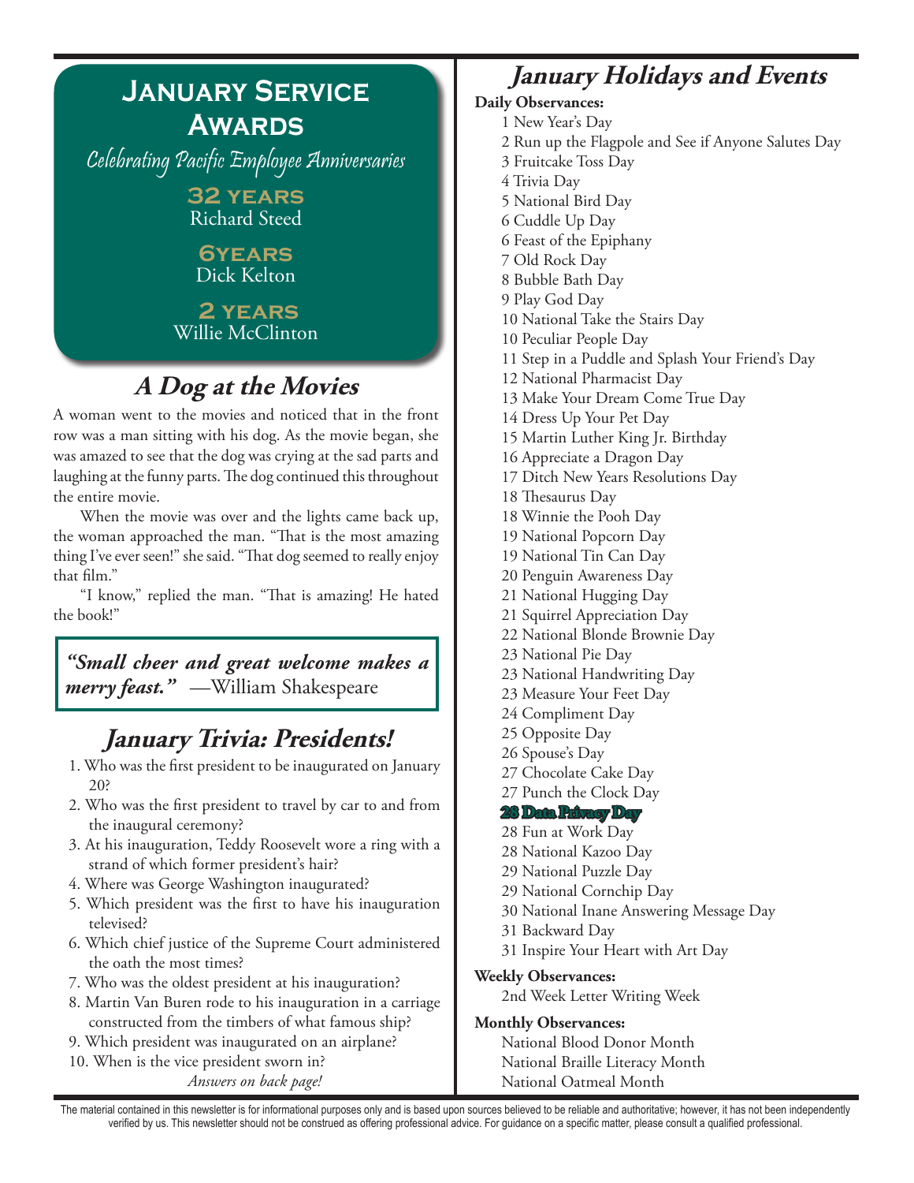# January Service Awards

*Celebrating Pacific Employee Anniversaries*

**32 years**
Richard Steed

**6years**
Dick Kelton

**2 years**
Willie McClinton

## A Dog at the Movies

A woman went to the movies and noticed that in the front row was a man sitting with his dog. As the movie began, she was amazed to see that the dog was crying at the sad parts and laughing at the funny parts. The dog continued this throughout the entire movie.

When the movie was over and the lights came back up, the woman approached the man. "That is the most amazing thing I've ever seen!" she said. "That dog seemed to really enjoy that film."

"I know," replied the man. "That is amazing! He hated the book!"

> ***"Small cheer and great welcome makes a merry feast."*** —William Shakespeare

## January Trivia: Presidents!

1. Who was the first president to be inaugurated on January 20?
2. Who was the first president to travel by car to and from the inaugural ceremony?
3. At his inauguration, Teddy Roosevelt wore a ring with a strand of which former president's hair?
4. Where was George Washington inaugurated?
5. Which president was the first to have his inauguration televised?
6. Which chief justice of the Supreme Court administered the oath the most times?
7. Who was the oldest president at his inauguration?
8. Martin Van Buren rode to his inauguration in a carriage constructed from the timbers of what famous ship?
9. Which president was inaugurated on an airplane?
10. When is the vice president sworn in?

*Answers on back page!*

## January Holidays and Events

**Daily Observances:**

1 New Year's Day
2 Run up the Flagpole and See if Anyone Salutes Day
3 Fruitcake Toss Day
4 Trivia Day
5 National Bird Day
6 Cuddle Up Day
6 Feast of the Epiphany
7 Old Rock Day
8 Bubble Bath Day
9 Play God Day
10 National Take the Stairs Day
10 Peculiar People Day
11 Step in a Puddle and Splash Your Friend's Day
12 National Pharmacist Day
13 Make Your Dream Come True Day
14 Dress Up Your Pet Day
15 Martin Luther King Jr. Birthday
16 Appreciate a Dragon Day
17 Ditch New Years Resolutions Day
18 Thesaurus Day
18 Winnie the Pooh Day
19 National Popcorn Day
19 National Tin Can Day
20 Penguin Awareness Day
21 National Hugging Day
21 Squirrel Appreciation Day
22 National Blonde Brownie Day
23 National Pie Day
23 National Handwriting Day
23 Measure Your Feet Day
24 Compliment Day
25 Opposite Day
26 Spouse's Day
27 Chocolate Cake Day
27 Punch the Clock Day
**28 Data Privacy Day**
28 Fun at Work Day
28 National Kazoo Day
29 National Puzzle Day
29 National Cornchip Day
30 National Inane Answering Message Day
31 Backward Day
31 Inspire Your Heart with Art Day

**Weekly Observances:**

2nd Week Letter Writing Week

**Monthly Observances:**

National Blood Donor Month
National Braille Literacy Month
National Oatmeal Month

The material contained in this newsletter is for informational purposes only and is based upon sources believed to be reliable and authoritative; however, it has not been independently verified by us. This newsletter should not be construed as offering professional advice. For guidance on a specific matter, please consult a qualified professional.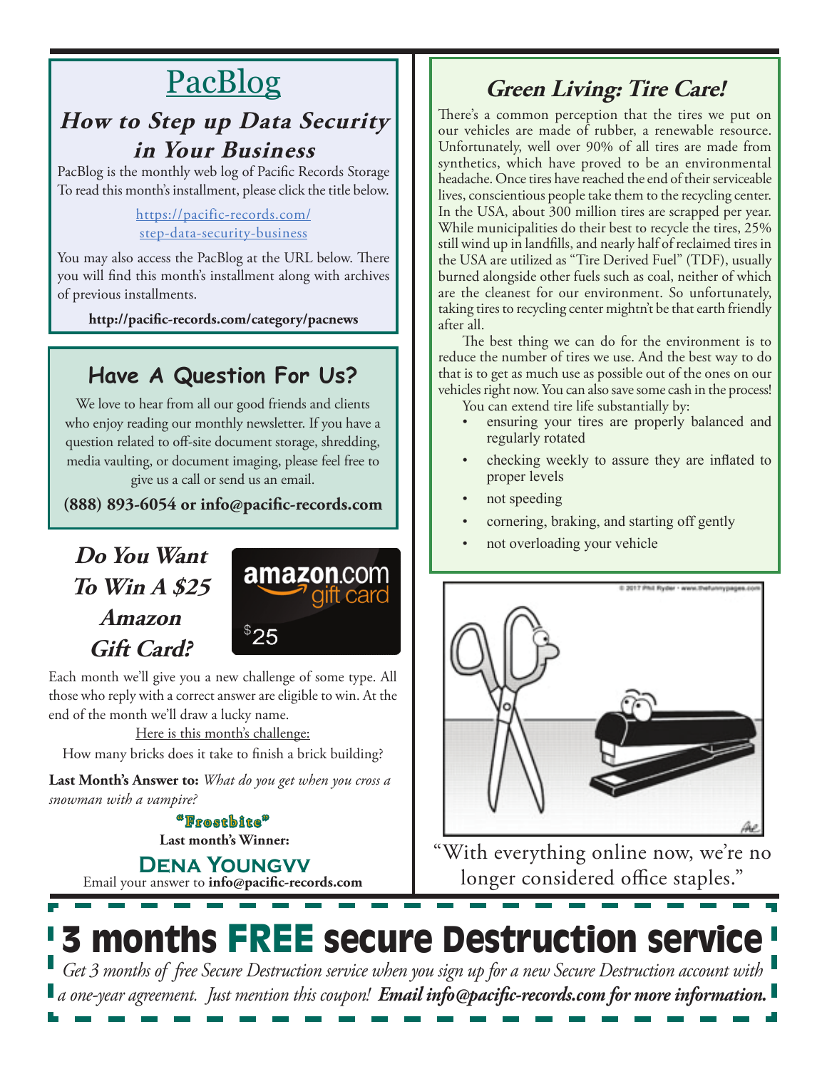# PacBlog

## *How to Step up Data Security in Your Business*

PacBlog is the monthly web log of Pacific Records Storage To read this month's installment, please click the title below.

https://pacific-records.com/step-data-security-business

You may also access the PacBlog at the URL below. There you will find this month's installment along with archives of previous installments.

**http://pacific-records.com/category/pacnews**

## Have A Question For Us?

We love to hear from all our good friends and clients who enjoy reading our monthly newsletter. If you have a question related to off-site document storage, shredding, media vaulting, or document imaging, please feel free to give us a call or send us an email.

**(888) 893-6054 or info@pacific-records.com**

## *Do You Want To Win A $25 Amazon Gift Card?*

Each month we'll give you a new challenge of some type. All those who reply with a correct answer are eligible to win. At the end of the month we'll draw a lucky name.

Here is this month's challenge:

How many bricks does it take to finish a brick building?

**Last Month's Answer to:** *What do you get when you cross a snowman with a vampire?*

**"Frostbite"**

**Last month's Winner:**

**Dena Youngvv**

Email your answer to **info@pacific-records.com**

## *Green Living: Tire Care!*

There's a common perception that the tires we put on our vehicles are made of rubber, a renewable resource. Unfortunately, well over 90% of all tires are made from synthetics, which have proved to be an environmental headache. Once tires have reached the end of their serviceable lives, conscientious people take them to the recycling center. In the USA, about 300 million tires are scrapped per year. While municipalities do their best to recycle the tires, 25% still wind up in landfills, and nearly half of reclaimed tires in the USA are utilized as "Tire Derived Fuel" (TDF), usually burned alongside other fuels such as coal, neither of which are the cleanest for our environment. So unfortunately, taking tires to recycling center mightn't be that earth friendly after all.

The best thing we can do for the environment is to reduce the number of tires we use. And the best way to do that is to get as much use as possible out of the ones on our vehicles right now. You can also save some cash in the process!

You can extend tire life substantially by:

- ensuring your tires are properly balanced and regularly rotated
- checking weekly to assure they are inflated to proper levels
- not speeding
- cornering, braking, and starting off gently
- not overloading your vehicle

"With everything online now, we're no longer considered office staples."

# 3 months FREE secure Destruction service

*Get 3 months of free Secure Destruction service when you sign up for a new Secure Destruction account with a one-year agreement. Just mention this coupon!* ***Email info@pacific-records.com for more information.***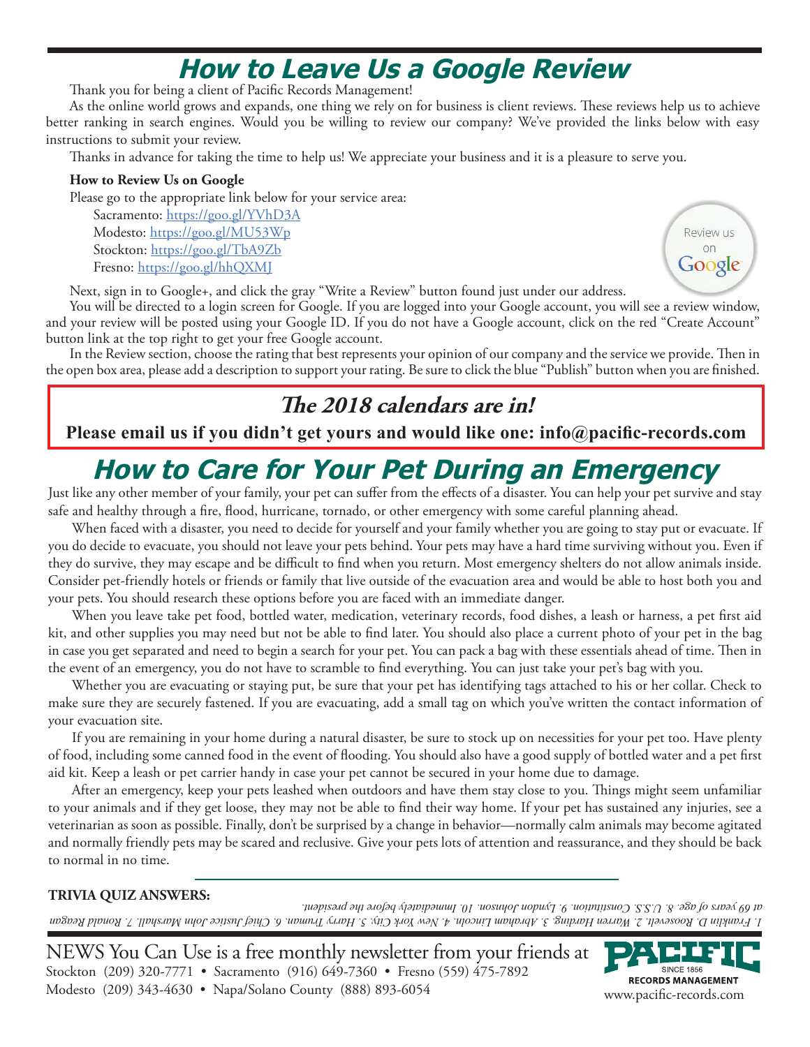# How to Leave Us a Google Review

Thank you for being a client of Pacific Records Management!

As the online world grows and expands, one thing we rely on for business is client reviews. These reviews help us to achieve better ranking in search engines. Would you be willing to review our company? We've provided the links below with easy instructions to submit your review.

Thanks in advance for taking the time to help us! We appreciate your business and it is a pleasure to serve you.

**How to Review Us on Google**

Please go to the appropriate link below for your service area:

Sacramento: https://goo.gl/YVhD3A
Modesto: https://goo.gl/MU53Wp
Stockton: https://goo.gl/TbA9Zb
Fresno: https://goo.gl/hhQXMJ

Review us on Google

Next, sign in to Google+, and click the gray "Write a Review" button found just under our address.

You will be directed to a login screen for Google. If you are logged into your Google account, you will see a review window, and your review will be posted using your Google ID. If you do not have a Google account, click on the red "Create Account" button link at the top right to get your free Google account.

In the Review section, choose the rating that best represents your opinion of our company and the service we provide. Then in the open box area, please add a description to support your rating. Be sure to click the blue "Publish" button when you are finished.

## *The 2018 calendars are in!*

**Please email us if you didn't get yours and would like one: info@pacific-records.com**

# How to Care for Your Pet During an Emergency

Just like any other member of your family, your pet can suffer from the effects of a disaster. You can help your pet survive and stay safe and healthy through a fire, flood, hurricane, tornado, or other emergency with some careful planning ahead.

When faced with a disaster, you need to decide for yourself and your family whether you are going to stay put or evacuate. If you do decide to evacuate, you should not leave your pets behind. Your pets may have a hard time surviving without you. Even if they do survive, they may escape and be difficult to find when you return. Most emergency shelters do not allow animals inside. Consider pet-friendly hotels or friends or family that live outside of the evacuation area and would be able to host both you and your pets. You should research these options before you are faced with an immediate danger.

When you leave take pet food, bottled water, medication, veterinary records, food dishes, a leash or harness, a pet first aid kit, and other supplies you may need but not be able to find later. You should also place a current photo of your pet in the bag in case you get separated and need to begin a search for your pet. You can pack a bag with these essentials ahead of time. Then in the event of an emergency, you do not have to scramble to find everything. You can just take your pet's bag with you.

Whether you are evacuating or staying put, be sure that your pet has identifying tags attached to his or her collar. Check to make sure they are securely fastened. If you are evacuating, add a small tag on which you've written the contact information of your evacuation site.

If you are remaining in your home during a natural disaster, be sure to stock up on necessities for your pet too. Have plenty of food, including some canned food in the event of flooding. You should also have a good supply of bottled water and a pet first aid kit. Keep a leash or pet carrier handy in case your pet cannot be secured in your home due to damage.

After an emergency, keep your pets leashed when outdoors and have them stay close to you. Things might seem unfamiliar to your animals and if they get loose, they may not be able to find their way home. If your pet has sustained any injuries, see a veterinarian as soon as possible. Finally, don't be surprised by a change in behavior—normally calm animals may become agitated and normally friendly pets may be scared and reclusive. Give your pets lots of attention and reassurance, and they should be back to normal in no time.

**TRIVIA QUIZ ANSWERS:**

*1. Franklin D. Roosevelt. 2. Warren Harding. 3. Abraham Lincoln. 4. New York City. 5. Harry Truman. 6. Chief Justice John Marshall. 7. Ronald Reagan at 69 years of age. 8. U.S.S. Constitution. 9. Lyndon Johnson. 10. Immediately before the president.*

NEWS You Can Use is a free monthly newsletter from your friends at
Stockton (209) 320-7771 • Sacramento (916) 649-7360 • Fresno (559) 475-7892
Modesto (209) 343-4630 • Napa/Solano County (888) 893-6054

PACIFIC SINCE 1856 RECORDS MANAGEMENT
www.pacific-records.com